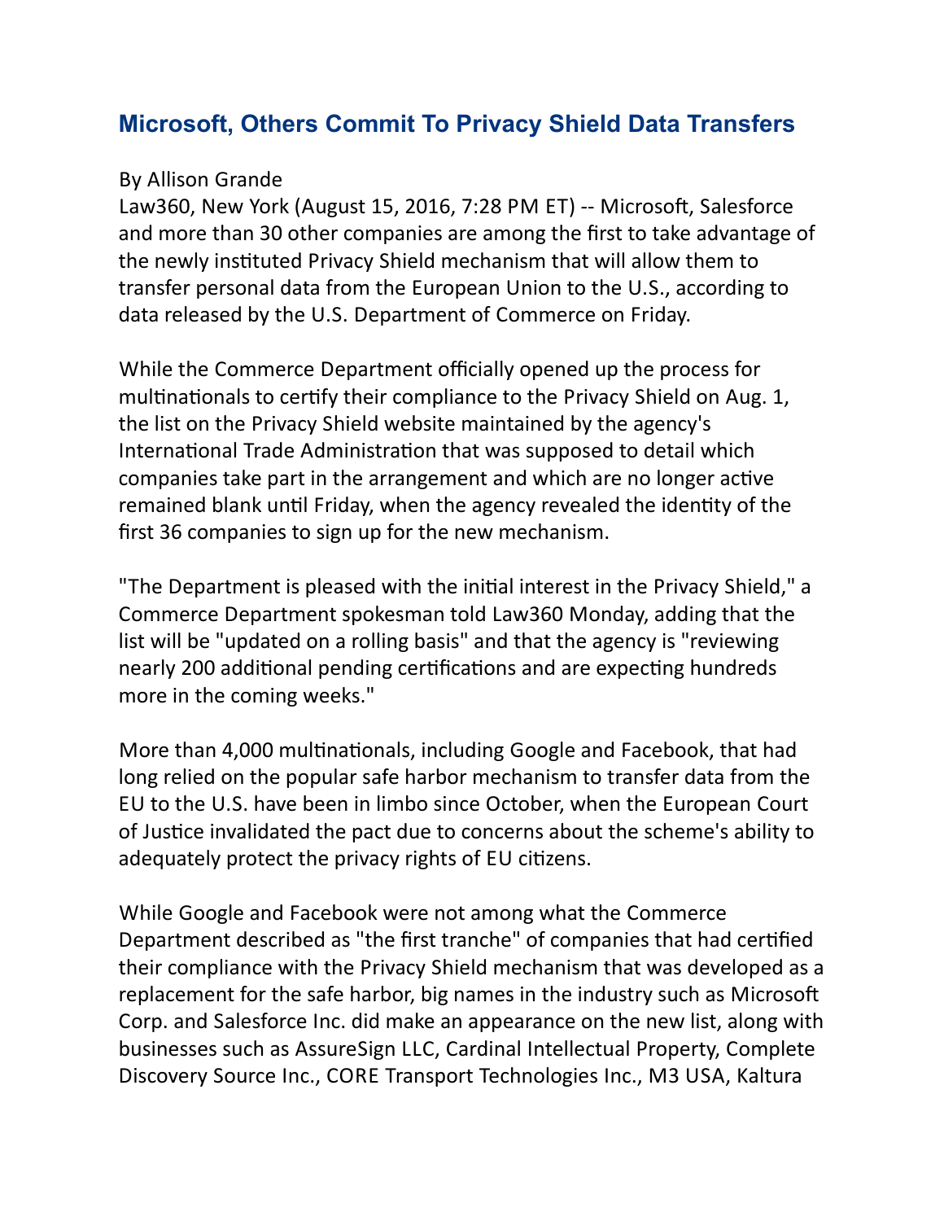# Microsoft, Others Commit To Privacy Shield Data Transfers

By Allison Grande
Law360, New York (August 15, 2016, 7:28 PM ET) -- Microsoft, Salesforce and more than 30 other companies are among the first to take advantage of the newly instituted Privacy Shield mechanism that will allow them to transfer personal data from the European Union to the U.S., according to data released by the U.S. Department of Commerce on Friday.

While the Commerce Department officially opened up the process for multinationals to certify their compliance to the Privacy Shield on Aug. 1, the list on the Privacy Shield website maintained by the agency's International Trade Administration that was supposed to detail which companies take part in the arrangement and which are no longer active remained blank until Friday, when the agency revealed the identity of the first 36 companies to sign up for the new mechanism.

"The Department is pleased with the initial interest in the Privacy Shield," a Commerce Department spokesman told Law360 Monday, adding that the list will be "updated on a rolling basis" and that the agency is "reviewing nearly 200 additional pending certifications and are expecting hundreds more in the coming weeks."

More than 4,000 multinationals, including Google and Facebook, that had long relied on the popular safe harbor mechanism to transfer data from the EU to the U.S. have been in limbo since October, when the European Court of Justice invalidated the pact due to concerns about the scheme's ability to adequately protect the privacy rights of EU citizens.

While Google and Facebook were not among what the Commerce Department described as "the first tranche" of companies that had certified their compliance with the Privacy Shield mechanism that was developed as a replacement for the safe harbor, big names in the industry such as Microsoft Corp. and Salesforce Inc. did make an appearance on the new list, along with businesses such as AssureSign LLC, Cardinal Intellectual Property, Complete Discovery Source Inc., CORE Transport Technologies Inc., M3 USA, Kaltura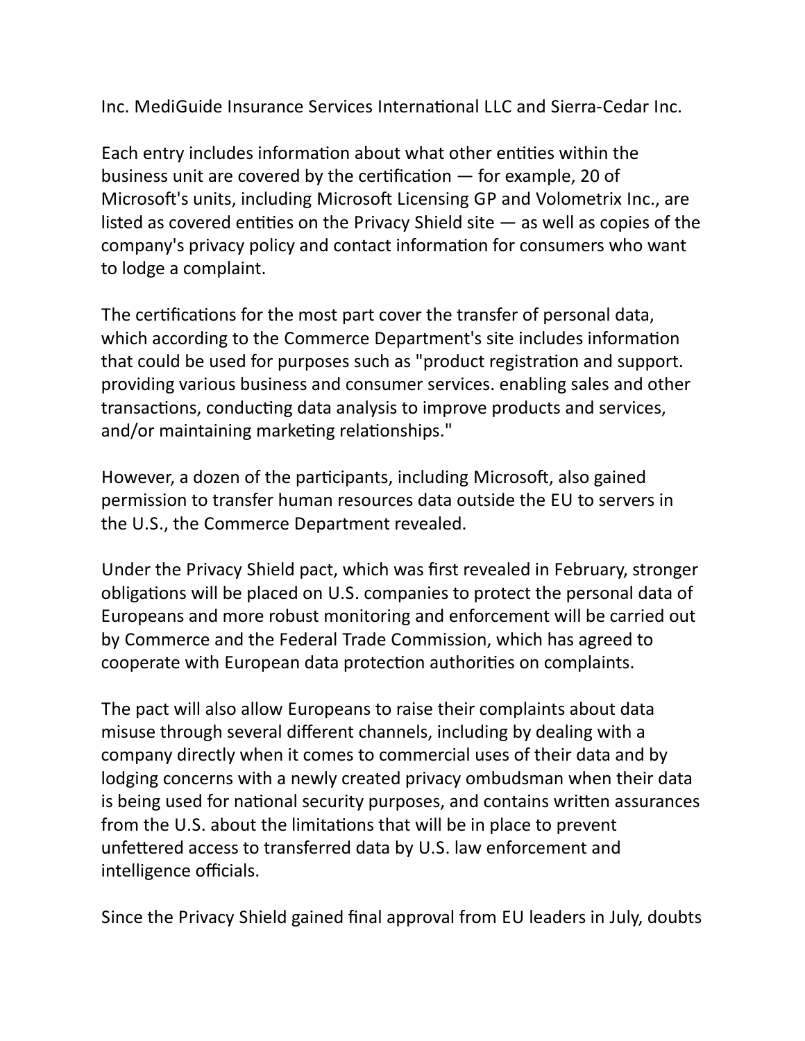Inc. MediGuide Insurance Services International LLC and Sierra-Cedar Inc.

Each entry includes information about what other entities within the business unit are covered by the certification — for example, 20 of Microsoft's units, including Microsoft Licensing GP and Volometrix Inc., are listed as covered entities on the Privacy Shield site — as well as copies of the company's privacy policy and contact information for consumers who want to lodge a complaint.

The certifications for the most part cover the transfer of personal data, which according to the Commerce Department's site includes information that could be used for purposes such as "product registration and support. providing various business and consumer services. enabling sales and other transactions, conducting data analysis to improve products and services, and/or maintaining marketing relationships."

However, a dozen of the participants, including Microsoft, also gained permission to transfer human resources data outside the EU to servers in the U.S., the Commerce Department revealed.

Under the Privacy Shield pact, which was first revealed in February, stronger obligations will be placed on U.S. companies to protect the personal data of Europeans and more robust monitoring and enforcement will be carried out by Commerce and the Federal Trade Commission, which has agreed to cooperate with European data protection authorities on complaints.

The pact will also allow Europeans to raise their complaints about data misuse through several different channels, including by dealing with a company directly when it comes to commercial uses of their data and by lodging concerns with a newly created privacy ombudsman when their data is being used for national security purposes, and contains written assurances from the U.S. about the limitations that will be in place to prevent unfettered access to transferred data by U.S. law enforcement and intelligence officials.

Since the Privacy Shield gained final approval from EU leaders in July, doubts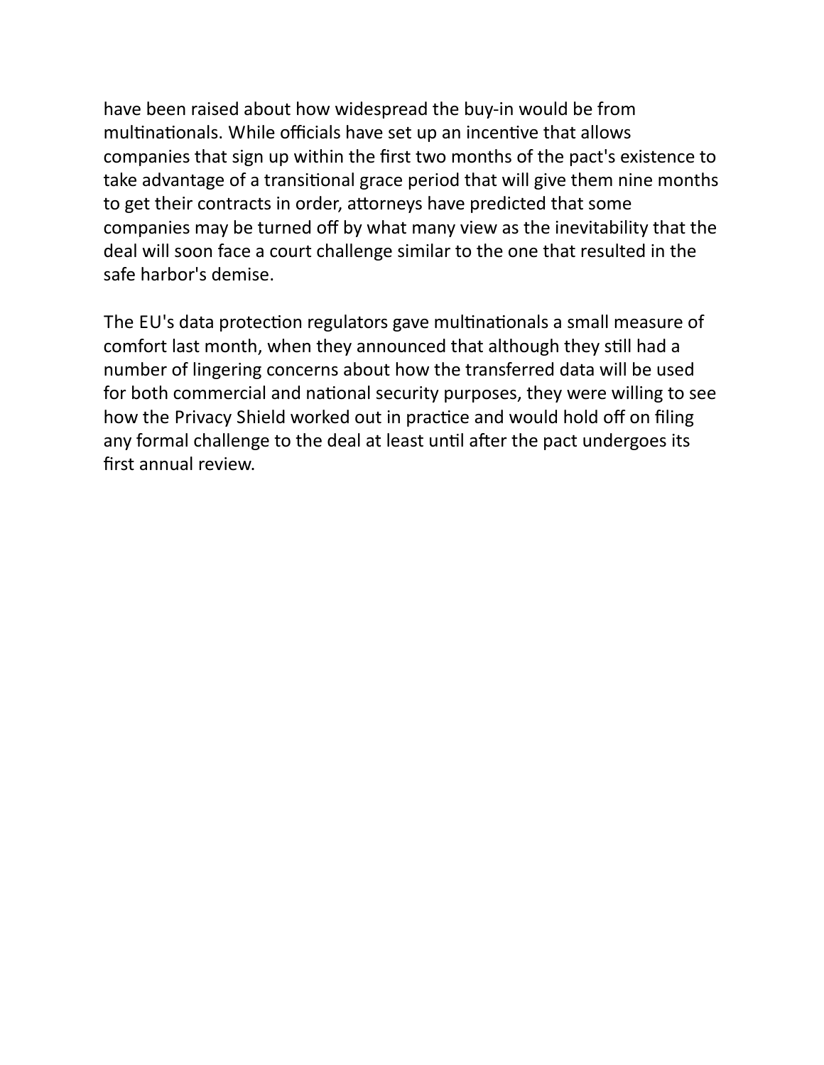have been raised about how widespread the buy-in would be from multinationals. While officials have set up an incentive that allows companies that sign up within the first two months of the pact's existence to take advantage of a transitional grace period that will give them nine months to get their contracts in order, attorneys have predicted that some companies may be turned off by what many view as the inevitability that the deal will soon face a court challenge similar to the one that resulted in the safe harbor's demise.

The EU's data protection regulators gave multinationals a small measure of comfort last month, when they announced that although they still had a number of lingering concerns about how the transferred data will be used for both commercial and national security purposes, they were willing to see how the Privacy Shield worked out in practice and would hold off on filing any formal challenge to the deal at least until after the pact undergoes its first annual review.